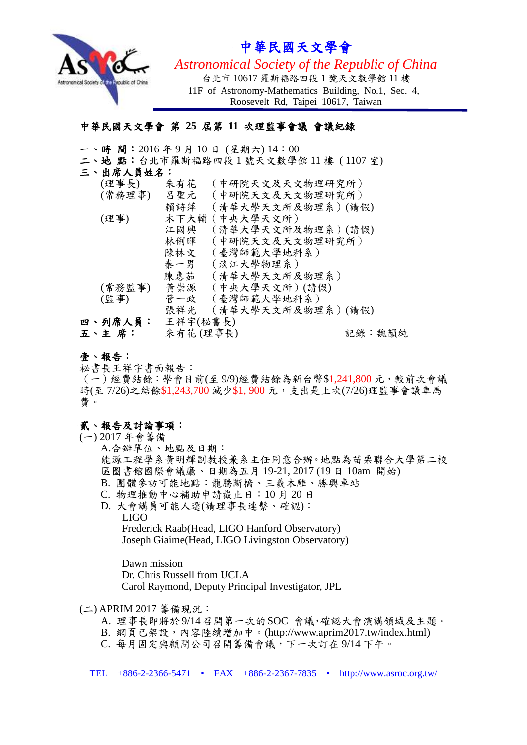# 中華民國天文學會

*Astronomical Society of the Republic of China*

台北市 10617 羅斯福路四段 1 號天文數學館 11 樓
11F of Astronomy-Mathematics Building, No.1, Sec. 4, Roosevelt Rd, Taipei 10617, Taiwan

## 中華民國天文學會 第 25 屆第 11 次理監事會議 會議紀錄

**一、時 間**：2016 年 9 月 10 日 (星期六) 14：00
**二、地 點**：台北市羅斯福路四段 1 號天文數學館 11 樓 (1107 室)
**三、出席人員姓名**：

| | | |
|---|---|---|
| (理事長) | 朱有花 | (中研院天文及天文物理研究所) |
| (常務理事) | 呂聖元 | (中研院天文及天文物理研究所) |
| | 賴詩萍 | (清華大學天文所及物理系)(請假) |
| (理事) | 木下大輔 | (中央大學天文所) |
| | 江國興 | (清華大學天文所及物理系)(請假) |
| | 林俐暉 | (中研院天文及天文物理研究所) |
| | 陳林文 | (臺灣師範大學地科系) |
| | 秦一男 | (淡江大學物理系) |
| | 陳惠茹 | (清華大學天文所及物理系) |
| (常務監事) | 黃崇源 | (中央大學天文所)(請假) |
| (監事) | 管一政 | (臺灣師範大學地科系) |
| | 張祥光 | (清華大學天文所及物理系)(請假) |

**四、列席人員**： 王祥宇(秘書長)
**五、主 席**： 朱有花 (理事長)　　　　記錄：魏韻純

### 壹、報告：

秘書長王祥宇書面報告：
(一)經費結餘：學會目前(至 9/9)經費結餘為新台幣$1,241,800 元，較前次會議時(至 7/26)之結餘$1,243,700 減少$1, 900 元，支出是上次(7/26)理監事會議車馬費。

### 貳、報告及討論事項：

(一) 2017 年會籌備

A.合辦單位、地點及日期：
能源工程學系黃明輝副教授兼系主任同意合辦。地點為苗栗聯合大學第二校區圖書館國際會議廳、日期為五月 19-21, 2017 (19 日 10am 開始)

B. 團體參訪可能地點：龍騰斷橋、三義木雕、勝興車站

C. 物理推動中心補助申請截止日：10 月 20 日

D. 大會講員可能人選(請理事長連繫、確認)：

LIGO
Frederick Raab(Head, LIGO Hanford Observatory)
Joseph Giaime(Head, LIGO Livingston Observatory)

Dawn mission
Dr. Chris Russell from UCLA
Carol Raymond, Deputy Principal Investigator, JPL

(二) APRIM 2017 籌備現況：

A. 理事長即將於 9/14 召開第一次的 SOC 會議，確認大會演講領域及主題。

B. 網頁已架設，內容陸續增加中。(http://www.aprim2017.tw/index.html)

C. 每月固定與顧問公司召開籌備會議，下一次訂在 9/14 下午。

TEL +886-2-2366-5471 • FAX +886-2-2367-7835 • http://www.asroc.org.tw/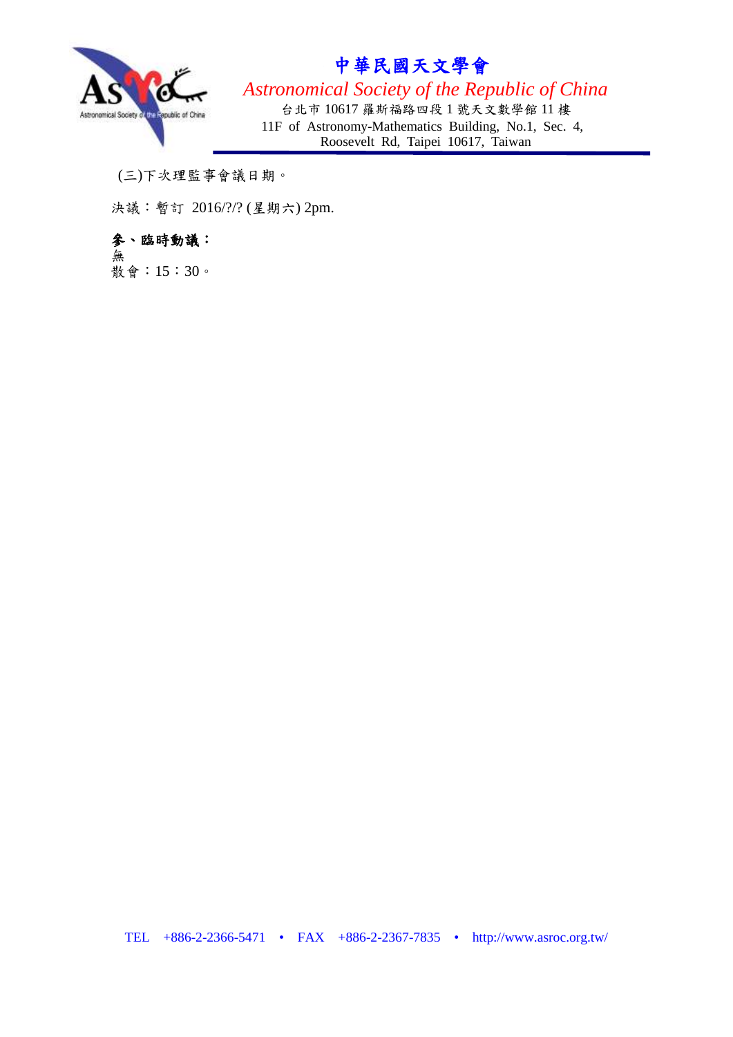(三)下次理監事會議日期。

決議：暫訂 2016/?/? (星期六) 2pm.

**參、臨時動議：**

無

散會：15：30。